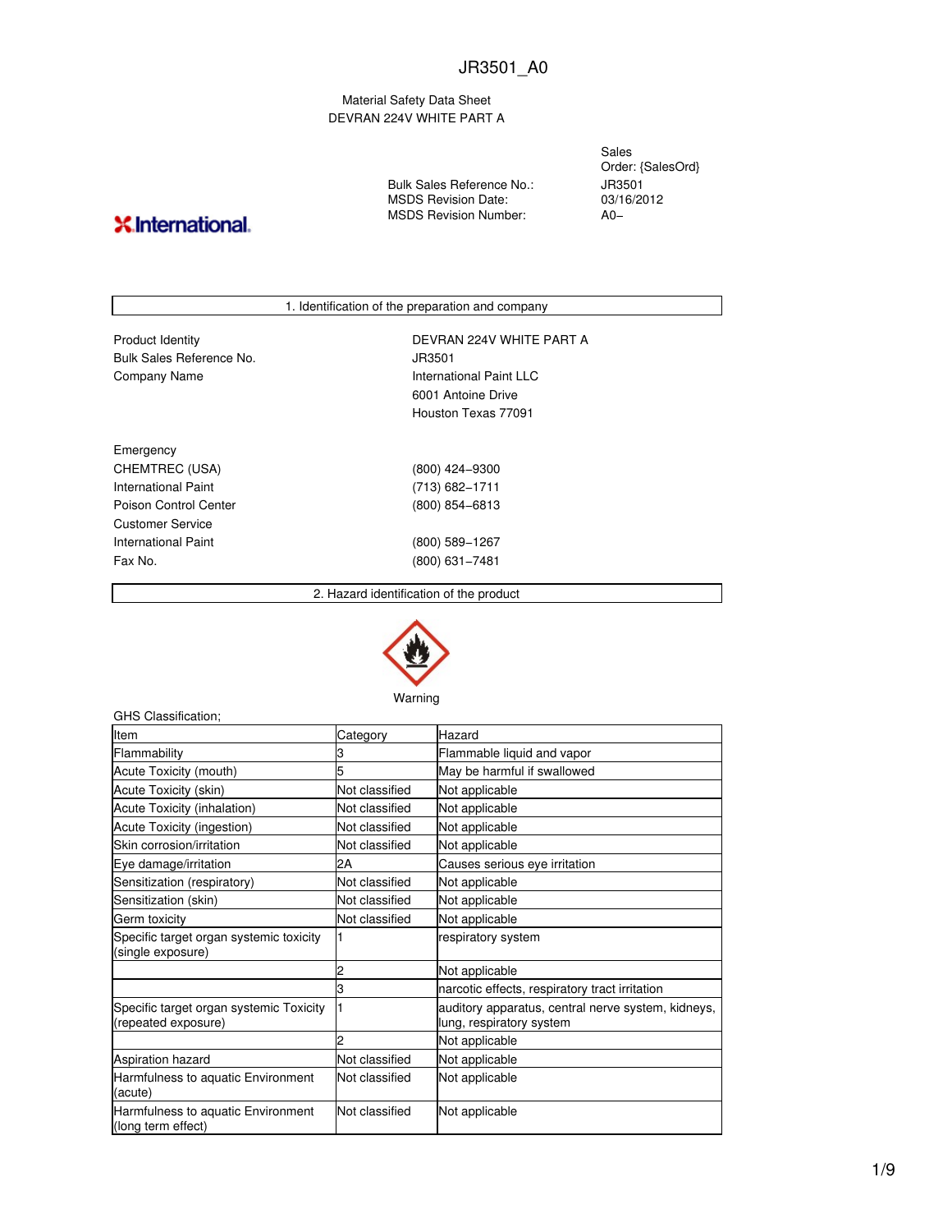# JR3501_A0

Material Safety Data Sheet
DEVRAN 224V WHITE PART A

| | |
|---|---|
| | Sales Order: {SalesOrd} |
| Bulk Sales Reference No.: | JR3501 |
| MSDS Revision Date: | 03/16/2012 |
| MSDS Revision Number: | A0– |

International.

## 1. Identification of the preparation and company

| | |
|---|---|
| Product Identity | DEVRAN 224V WHITE PART A |
| Bulk Sales Reference No. | JR3501 |
| Company Name | International Paint LLC |
| | 6001 Antoine Drive |
| | Houston Texas 77091 |
| Emergency | |
| CHEMTREC (USA) | (800) 424–9300 |
| International Paint | (713) 682–1711 |
| Poison Control Center | (800) 854–6813 |
| Customer Service | |
| International Paint | (800) 589–1267 |
| Fax No. | (800) 631–7481 |

## 2. Hazard identification of the product

Warning

GHS Classification;

| Item | Category | Hazard |
|---|---|---|
| Flammability | 3 | Flammable liquid and vapor |
| Acute Toxicity (mouth) | 5 | May be harmful if swallowed |
| Acute Toxicity (skin) | Not classified | Not applicable |
| Acute Toxicity (inhalation) | Not classified | Not applicable |
| Acute Toxicity (ingestion) | Not classified | Not applicable |
| Skin corrosion/irritation | Not classified | Not applicable |
| Eye damage/irritation | 2A | Causes serious eye irritation |
| Sensitization (respiratory) | Not classified | Not applicable |
| Sensitization (skin) | Not classified | Not applicable |
| Germ toxicity | Not classified | Not applicable |
| Specific target organ systemic toxicity (single exposure) | 1 | respiratory system |
| | 2 | Not applicable |
| | 3 | narcotic effects, respiratory tract irritation |
| Specific target organ systemic Toxicity (repeated exposure) | 1 | auditory apparatus, central nerve system, kidneys, lung, respiratory system |
| | 2 | Not applicable |
| Aspiration hazard | Not classified | Not applicable |
| Harmfulness to aquatic Environment (acute) | Not classified | Not applicable |
| Harmfulness to aquatic Environment (long term effect) | Not classified | Not applicable |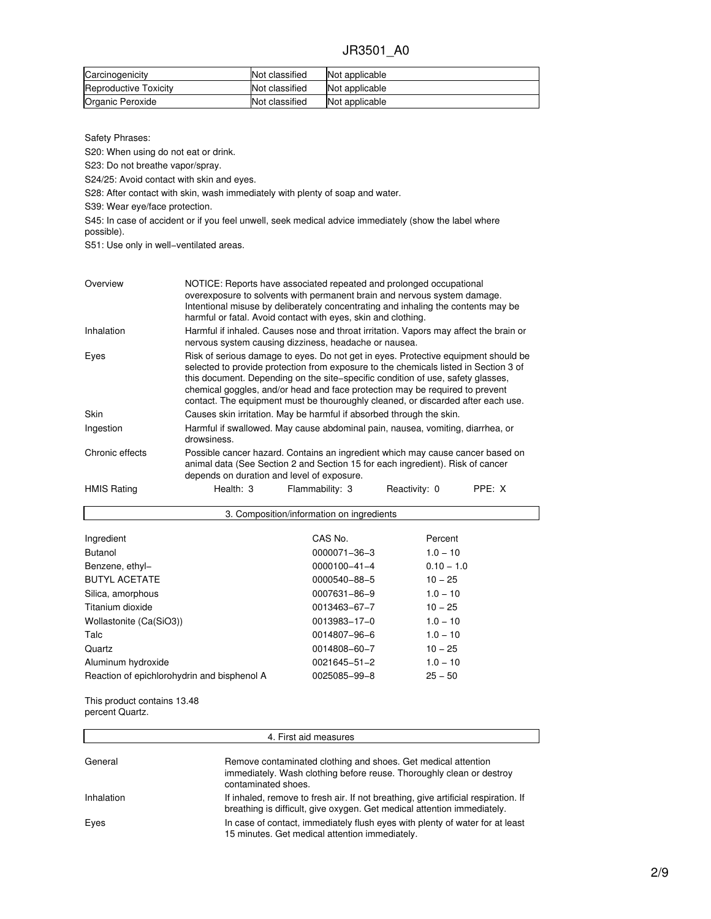| | | |
|---|---|---|
| Carcinogenicity | Not classified | Not applicable |
| Reproductive Toxicity | Not classified | Not applicable |
| Organic Peroxide | Not classified | Not applicable |

Safety Phrases:

S20: When using do not eat or drink.

S23: Do not breathe vapor/spray.

S24/25: Avoid contact with skin and eyes.

S28: After contact with skin, wash immediately with plenty of soap and water.

S39: Wear eye/face protection.

S45: In case of accident or if you feel unwell, seek medical advice immediately (show the label where possible).

S51: Use only in well−ventilated areas.

| | |
|---|---|
| Overview | NOTICE: Reports have associated repeated and prolonged occupational overexposure to solvents with permanent brain and nervous system damage. Intentional misuse by deliberately concentrating and inhaling the contents may be harmful or fatal. Avoid contact with eyes, skin and clothing. |
| Inhalation | Harmful if inhaled. Causes nose and throat irritation. Vapors may affect the brain or nervous system causing dizziness, headache or nausea. |
| Eyes | Risk of serious damage to eyes. Do not get in eyes. Protective equipment should be selected to provide protection from exposure to the chemicals listed in Section 3 of this document. Depending on the site−specific condition of use, safety glasses, chemical goggles, and/or head and face protection may be required to prevent contact. The equipment must be thouroughly cleaned, or discarded after each use. |
| Skin | Causes skin irritation. May be harmful if absorbed through the skin. |
| Ingestion | Harmful if swallowed. May cause abdominal pain, nausea, vomiting, diarrhea, or drowsiness. |
| Chronic effects | Possible cancer hazard. Contains an ingredient which may cause cancer based on animal data (See Section 2 and Section 15 for each ingredient). Risk of cancer depends on duration and level of exposure. |
| HMIS Rating | Health: 3 Flammability: 3 Reactivity: 0 PPE: X |

## 3. Composition/information on ingredients

| Ingredient | CAS No. | Percent |
|---|---|---|
| Butanol | 0000071−36−3 | 1.0 − 10 |
| Benzene, ethyl− | 0000100−41−4 | 0.10 − 1.0 |
| BUTYL ACETATE | 0000540−88−5 | 10 − 25 |
| Silica, amorphous | 0007631−86−9 | 1.0 − 10 |
| Titanium dioxide | 0013463−67−7 | 10 − 25 |
| Wollastonite (Ca(SiO3)) | 0013983−17−0 | 1.0 − 10 |
| Talc | 0014807−96−6 | 1.0 − 10 |
| Quartz | 0014808−60−7 | 10 − 25 |
| Aluminum hydroxide | 0021645−51−2 | 1.0 − 10 |
| Reaction of epichlorohydrin and bisphenol A | 0025085−99−8 | 25 − 50 |

This product contains 13.48 percent Quartz.

## 4. First aid measures

| | |
|---|---|
| General | Remove contaminated clothing and shoes. Get medical attention immediately. Wash clothing before reuse. Thoroughly clean or destroy contaminated shoes. |
| Inhalation | If inhaled, remove to fresh air. If not breathing, give artificial respiration. If breathing is difficult, give oxygen. Get medical attention immediately. |
| Eyes | In case of contact, immediately flush eyes with plenty of water for at least 15 minutes. Get medical attention immediately. |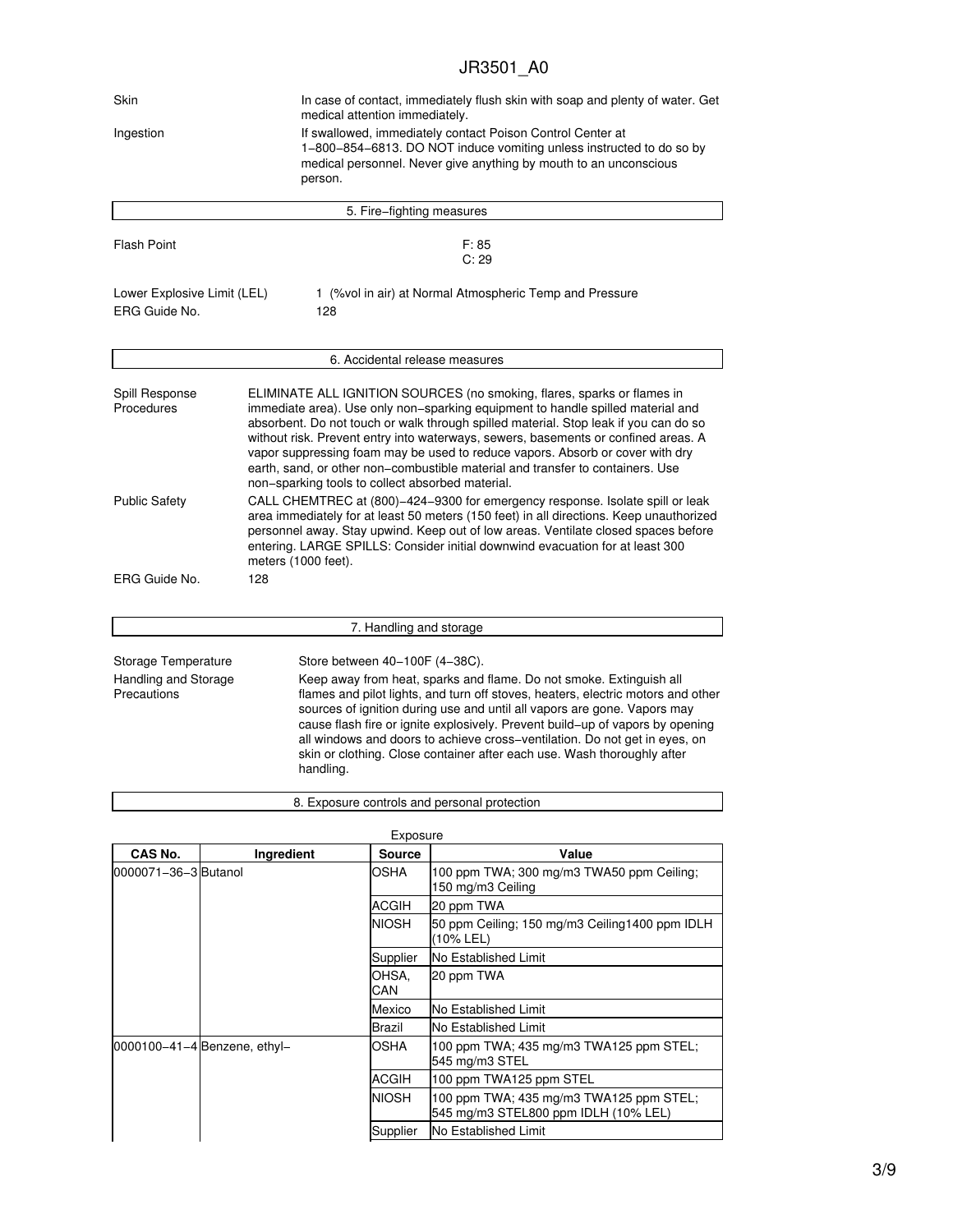| | |
|---|---|
| Skin | In case of contact, immediately flush skin with soap and plenty of water. Get medical attention immediately. |
| Ingestion | If swallowed, immediately contact Poison Control Center at 1−800−854−6813. DO NOT induce vomiting unless instructed to do so by medical personnel. Never give anything by mouth to an unconscious person. |

## 5. Fire−fighting measures

| | |
|---|---|
| Flash Point | F: 85<br>C: 29 |
| Lower Explosive Limit (LEL) | 1 (%vol in air) at Normal Atmospheric Temp and Pressure |
| ERG Guide No. | 128 |

## 6. Accidental release measures

| | |
|---|---|
| Spill Response Procedures | ELIMINATE ALL IGNITION SOURCES (no smoking, flares, sparks or flames in immediate area). Use only non−sparking equipment to handle spilled material and absorbent. Do not touch or walk through spilled material. Stop leak if you can do so without risk. Prevent entry into waterways, sewers, basements or confined areas. A vapor suppressing foam may be used to reduce vapors. Absorb or cover with dry earth, sand, or other non−combustible material and transfer to containers. Use non−sparking tools to collect absorbed material. |
| Public Safety | CALL CHEMTREC at (800)−424−9300 for emergency response. Isolate spill or leak area immediately for at least 50 meters (150 feet) in all directions. Keep unauthorized personnel away. Stay upwind. Keep out of low areas. Ventilate closed spaces before entering. LARGE SPILLS: Consider initial downwind evacuation for at least 300 meters (1000 feet). |
| ERG Guide No. | 128 |

## 7. Handling and storage

| | |
|---|---|
| Storage Temperature | Store between 40−100F (4−38C). |
| Handling and Storage Precautions | Keep away from heat, sparks and flame. Do not smoke. Extinguish all flames and pilot lights, and turn off stoves, heaters, electric motors and other sources of ignition during use and until all vapors are gone. Vapors may cause flash fire or ignite explosively. Prevent build−up of vapors by opening all windows and doors to achieve cross−ventilation. Do not get in eyes, on skin or clothing. Close container after each use. Wash thoroughly after handling. |

## 8. Exposure controls and personal protection

Exposure

| CAS No. | Ingredient | Source | Value |
|---|---|---|---|
| 0000071−36−3 | Butanol | OSHA | 100 ppm TWA; 300 mg/m3 TWA50 ppm Ceiling; 150 mg/m3 Ceiling |
| | | ACGIH | 20 ppm TWA |
| | | NIOSH | 50 ppm Ceiling; 150 mg/m3 Ceiling1400 ppm IDLH (10% LEL) |
| | | Supplier | No Established Limit |
| | | OHSA, CAN | 20 ppm TWA |
| | | Mexico | No Established Limit |
| | | Brazil | No Established Limit |
| 0000100−41−4 | Benzene, ethyl− | OSHA | 100 ppm TWA; 435 mg/m3 TWA125 ppm STEL; 545 mg/m3 STEL |
| | | ACGIH | 100 ppm TWA125 ppm STEL |
| | | NIOSH | 100 ppm TWA; 435 mg/m3 TWA125 ppm STEL; 545 mg/m3 STEL800 ppm IDLH (10% LEL) |
| | | Supplier | No Established Limit |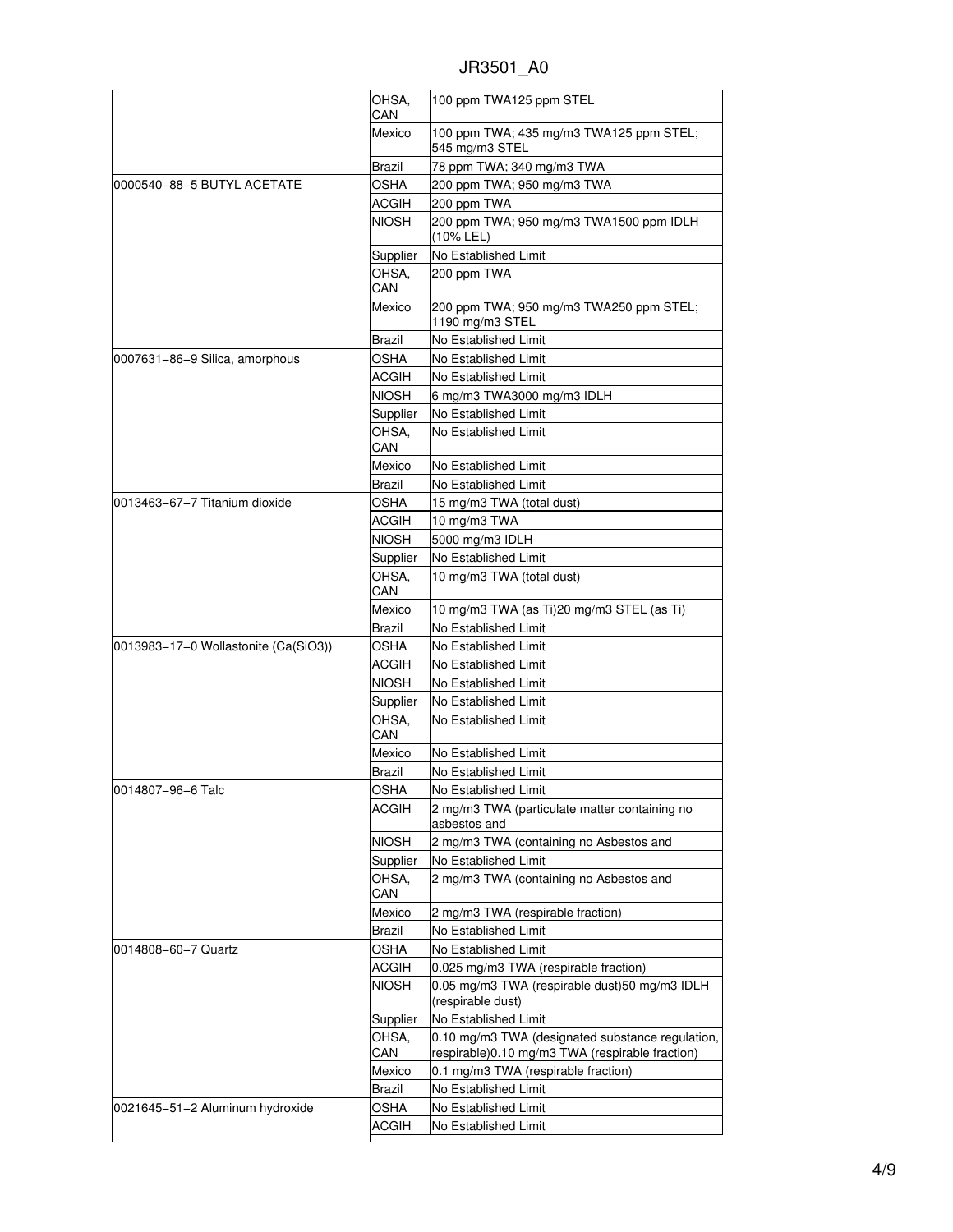| | | | |
|---|---|---|---|
| | | OHSA, CAN | 100 ppm TWA125 ppm STEL |
| | | Mexico | 100 ppm TWA; 435 mg/m3 TWA125 ppm STEL; 545 mg/m3 STEL |
| | | Brazil | 78 ppm TWA; 340 mg/m3 TWA |
| 0000540−88−5 | BUTYL ACETATE | OSHA | 200 ppm TWA; 950 mg/m3 TWA |
| | | ACGIH | 200 ppm TWA |
| | | NIOSH | 200 ppm TWA; 950 mg/m3 TWA1500 ppm IDLH (10% LEL) |
| | | Supplier | No Established Limit |
| | | OHSA, CAN | 200 ppm TWA |
| | | Mexico | 200 ppm TWA; 950 mg/m3 TWA250 ppm STEL; 1190 mg/m3 STEL |
| | | Brazil | No Established Limit |
| 0007631−86−9 | Silica, amorphous | OSHA | No Established Limit |
| | | ACGIH | No Established Limit |
| | | NIOSH | 6 mg/m3 TWA3000 mg/m3 IDLH |
| | | Supplier | No Established Limit |
| | | OHSA, CAN | No Established Limit |
| | | Mexico | No Established Limit |
| | | Brazil | No Established Limit |
| 0013463−67−7 | Titanium dioxide | OSHA | 15 mg/m3 TWA (total dust) |
| | | ACGIH | 10 mg/m3 TWA |
| | | NIOSH | 5000 mg/m3 IDLH |
| | | Supplier | No Established Limit |
| | | OHSA, CAN | 10 mg/m3 TWA (total dust) |
| | | Mexico | 10 mg/m3 TWA (as Ti)20 mg/m3 STEL (as Ti) |
| | | Brazil | No Established Limit |
| 0013983−17−0 | Wollastonite (Ca(SiO3)) | OSHA | No Established Limit |
| | | ACGIH | No Established Limit |
| | | NIOSH | No Established Limit |
| | | Supplier | No Established Limit |
| | | OHSA, CAN | No Established Limit |
| | | Mexico | No Established Limit |
| | | Brazil | No Established Limit |
| 0014807−96−6 | Talc | OSHA | No Established Limit |
| | | ACGIH | 2 mg/m3 TWA (particulate matter containing no asbestos and |
| | | NIOSH | 2 mg/m3 TWA (containing no Asbestos and |
| | | Supplier | No Established Limit |
| | | OHSA, CAN | 2 mg/m3 TWA (containing no Asbestos and |
| | | Mexico | 2 mg/m3 TWA (respirable fraction) |
| | | Brazil | No Established Limit |
| 0014808−60−7 | Quartz | OSHA | No Established Limit |
| | | ACGIH | 0.025 mg/m3 TWA (respirable fraction) |
| | | NIOSH | 0.05 mg/m3 TWA (respirable dust)50 mg/m3 IDLH (respirable dust) |
| | | Supplier | No Established Limit |
| | | OHSA, CAN | 0.10 mg/m3 TWA (designated substance regulation, respirable)0.10 mg/m3 TWA (respirable fraction) |
| | | Mexico | 0.1 mg/m3 TWA (respirable fraction) |
| | | Brazil | No Established Limit |
| 0021645−51−2 | Aluminum hydroxide | OSHA | No Established Limit |
| | | ACGIH | No Established Limit |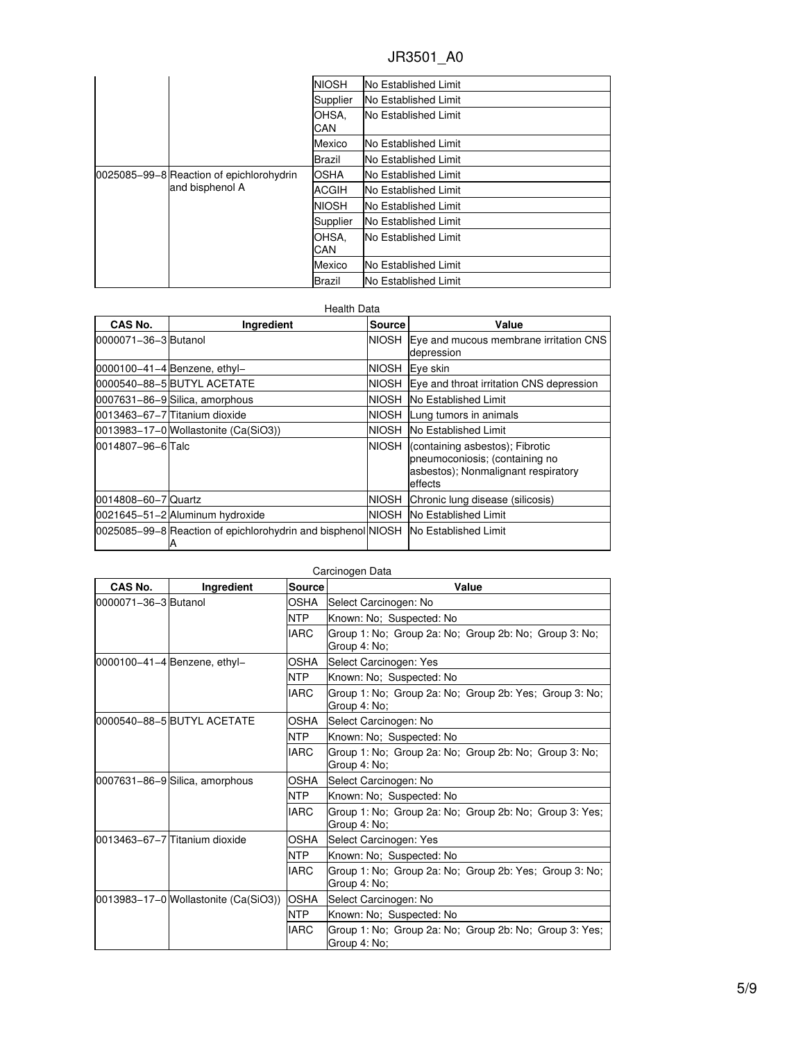| | | | |
|---|---|---|---|
| | | NIOSH | No Established Limit |
| | | Supplier | No Established Limit |
| | | OHSA, CAN | No Established Limit |
| | | Mexico | No Established Limit |
| | | Brazil | No Established Limit |
| 0025085–99–8 | Reaction of epichlorohydrin and bisphenol A | OSHA | No Established Limit |
| | | ACGIH | No Established Limit |
| | | NIOSH | No Established Limit |
| | | Supplier | No Established Limit |
| | | OHSA, CAN | No Established Limit |
| | | Mexico | No Established Limit |
| | | Brazil | No Established Limit |

Health Data

| CAS No. | Ingredient | Source | Value |
|---|---|---|---|
| 0000071–36–3 | Butanol | NIOSH | Eye and mucous membrane irritation CNS depression |
| 0000100–41–4 | Benzene, ethyl– | NIOSH | Eye skin |
| 0000540–88–5 | BUTYL ACETATE | NIOSH | Eye and throat irritation CNS depression |
| 0007631–86–9 | Silica, amorphous | NIOSH | No Established Limit |
| 0013463–67–7 | Titanium dioxide | NIOSH | Lung tumors in animals |
| 0013983–17–0 | Wollastonite (Ca(SiO3)) | NIOSH | No Established Limit |
| 0014807–96–6 | Talc | NIOSH | (containing asbestos); Fibrotic pneumoconiosis; (containing no asbestos); Nonmalignant respiratory effects |
| 0014808–60–7 | Quartz | NIOSH | Chronic lung disease (silicosis) |
| 0021645–51–2 | Aluminum hydroxide | NIOSH | No Established Limit |
| 0025085–99–8 | Reaction of epichlorohydrin and bisphenol A | NIOSH | No Established Limit |

Carcinogen Data

| CAS No. | Ingredient | Source | Value |
|---|---|---|---|
| 0000071–36–3 | Butanol | OSHA | Select Carcinogen: No |
| | | NTP | Known: No; Suspected: No |
| | | IARC | Group 1: No; Group 2a: No; Group 2b: No; Group 3: No; Group 4: No; |
| 0000100–41–4 | Benzene, ethyl– | OSHA | Select Carcinogen: Yes |
| | | NTP | Known: No; Suspected: No |
| | | IARC | Group 1: No; Group 2a: No; Group 2b: Yes; Group 3: No; Group 4: No; |
| 0000540–88–5 | BUTYL ACETATE | OSHA | Select Carcinogen: No |
| | | NTP | Known: No; Suspected: No |
| | | IARC | Group 1: No; Group 2a: No; Group 2b: No; Group 3: No; Group 4: No; |
| 0007631–86–9 | Silica, amorphous | OSHA | Select Carcinogen: No |
| | | NTP | Known: No; Suspected: No |
| | | IARC | Group 1: No; Group 2a: No; Group 2b: No; Group 3: Yes; Group 4: No; |
| 0013463–67–7 | Titanium dioxide | OSHA | Select Carcinogen: Yes |
| | | NTP | Known: No; Suspected: No |
| | | IARC | Group 1: No; Group 2a: No; Group 2b: Yes; Group 3: No; Group 4: No; |
| 0013983–17–0 | Wollastonite (Ca(SiO3)) | OSHA | Select Carcinogen: No |
| | | NTP | Known: No; Suspected: No |
| | | IARC | Group 1: No; Group 2a: No; Group 2b: No; Group 3: Yes; Group 4: No; |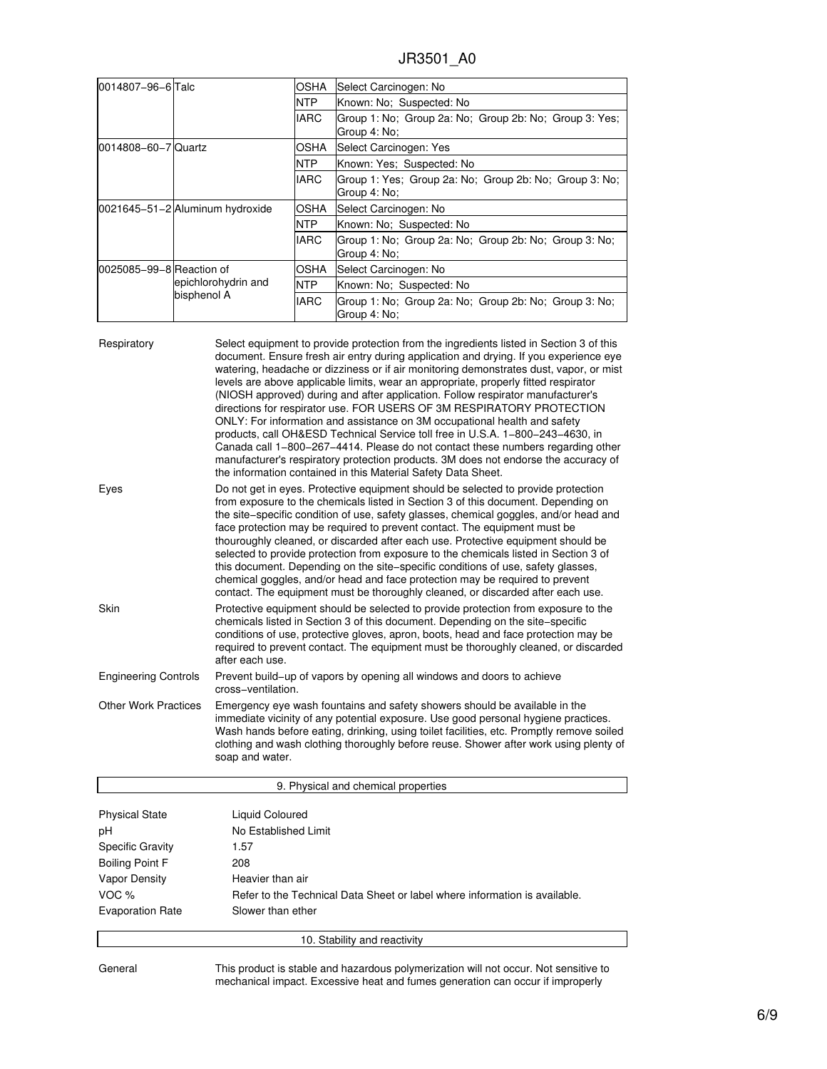| | | | |
|---|---|---|---|
| 0014807−96−6 | Talc | OSHA | Select Carcinogen: No |
| | | NTP | Known: No; Suspected: No |
| | | IARC | Group 1: No; Group 2a: No; Group 2b: No; Group 3: Yes; Group 4: No; |
| 0014808−60−7 | Quartz | OSHA | Select Carcinogen: Yes |
| | | NTP | Known: Yes; Suspected: No |
| | | IARC | Group 1: Yes; Group 2a: No; Group 2b: No; Group 3: No; Group 4: No; |
| 0021645−51−2 | Aluminum hydroxide | OSHA | Select Carcinogen: No |
| | | NTP | Known: No; Suspected: No |
| | | IARC | Group 1: No; Group 2a: No; Group 2b: No; Group 3: No; Group 4: No; |
| 0025085−99−8 | Reaction of epichlorohydrin and bisphenol A | OSHA | Select Carcinogen: No |
| | | NTP | Known: No; Suspected: No |
| | | IARC | Group 1: No; Group 2a: No; Group 2b: No; Group 3: No; Group 4: No; |

| | |
|---|---|
| Respiratory | Select equipment to provide protection from the ingredients listed in Section 3 of this document. Ensure fresh air entry during application and drying. If you experience eye watering, headache or dizziness or if air monitoring demonstrates dust, vapor, or mist levels are above applicable limits, wear an appropriate, properly fitted respirator (NIOSH approved) during and after application. Follow respirator manufacturer's directions for respirator use. FOR USERS OF 3M RESPIRATORY PROTECTION ONLY: For information and assistance on 3M occupational health and safety products, call OH&ESD Technical Service toll free in U.S.A. 1−800−243−4630, in Canada call 1−800−267−4414. Please do not contact these numbers regarding other manufacturer's respiratory protection products. 3M does not endorse the accuracy of the information contained in this Material Safety Data Sheet. |
| Eyes | Do not get in eyes. Protective equipment should be selected to provide protection from exposure to the chemicals listed in Section 3 of this document. Depending on the site−specific condition of use, safety glasses, chemical goggles, and/or head and face protection may be required to prevent contact. The equipment must be thouroughly cleaned, or discarded after each use. Protective equipment should be selected to provide protection from exposure to the chemicals listed in Section 3 of this document. Depending on the site−specific conditions of use, safety glasses, chemical goggles, and/or head and face protection may be required to prevent contact. The equipment must be thoroughly cleaned, or discarded after each use. |
| Skin | Protective equipment should be selected to provide protection from exposure to the chemicals listed in Section 3 of this document. Depending on the site−specific conditions of use, protective gloves, apron, boots, head and face protection may be required to prevent contact. The equipment must be thoroughly cleaned, or discarded after each use. |
| Engineering Controls | Prevent build−up of vapors by opening all windows and doors to achieve cross−ventilation. |
| Other Work Practices | Emergency eye wash fountains and safety showers should be available in the immediate vicinity of any potential exposure. Use good personal hygiene practices. Wash hands before eating, drinking, using toilet facilities, etc. Promptly remove soiled clothing and wash clothing thoroughly before reuse. Shower after work using plenty of soap and water. |

## 9. Physical and chemical properties

| | |
|---|---|
| Physical State | Liquid Coloured |
| pH | No Established Limit |
| Specific Gravity | 1.57 |
| Boiling Point F | 208 |
| Vapor Density | Heavier than air |
| VOC % | Refer to the Technical Data Sheet or label where information is available. |
| Evaporation Rate | Slower than ether |

## 10. Stability and reactivity

| | |
|---|---|
| General | This product is stable and hazardous polymerization will not occur. Not sensitive to mechanical impact. Excessive heat and fumes generation can occur if improperly |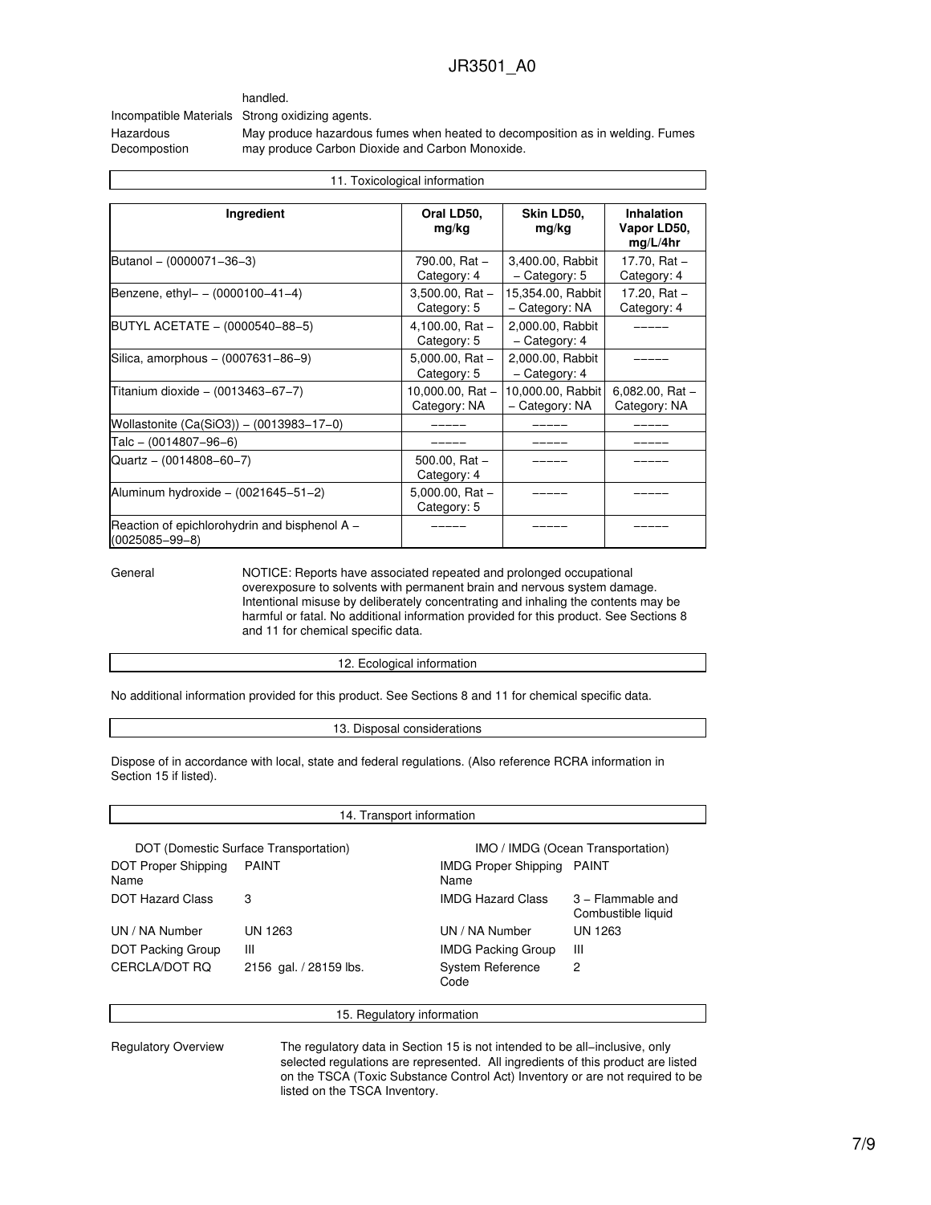handled.

| | |
|---|---|
| Incompatible Materials | Strong oxidizing agents. |
| Hazardous Decompostion | May produce hazardous fumes when heated to decomposition as in welding. Fumes may produce Carbon Dioxide and Carbon Monoxide. |

## 11. Toxicological information

| Ingredient | Oral LD50, mg/kg | Skin LD50, mg/kg | Inhalation Vapor LD50, mg/L/4hr |
|---|---|---|---|
| Butanol − (0000071−36−3) | 790.00, Rat − Category: 4 | 3,400.00, Rabbit − Category: 5 | 17.70, Rat − Category: 4 |
| Benzene, ethyl− − (0000100−41−4) | 3,500.00, Rat − Category: 5 | 15,354.00, Rabbit − Category: NA | 17.20, Rat − Category: 4 |
| BUTYL ACETATE − (0000540−88−5) | 4,100.00, Rat − Category: 5 | 2,000.00, Rabbit − Category: 4 | −−−−− |
| Silica, amorphous − (0007631−86−9) | 5,000.00, Rat − Category: 5 | 2,000.00, Rabbit − Category: 4 | −−−−− |
| Titanium dioxide − (0013463−67−7) | 10,000.00, Rat − Category: NA | 10,000.00, Rabbit − Category: NA | 6,082.00, Rat − Category: NA |
| Wollastonite (Ca(SiO3)) − (0013983−17−0) | −−−−− | −−−−− | −−−−− |
| Talc − (0014807−96−6) | −−−−− | −−−−− | −−−−− |
| Quartz − (0014808−60−7) | 500.00, Rat − Category: 4 | −−−−− | −−−−− |
| Aluminum hydroxide − (0021645−51−2) | 5,000.00, Rat − Category: 5 | −−−−− | −−−−− |
| Reaction of epichlorohydrin and bisphenol A − (0025085−99−8) | −−−−− | −−−−− | −−−−− |

General

NOTICE: Reports have associated repeated and prolonged occupational overexposure to solvents with permanent brain and nervous system damage. Intentional misuse by deliberately concentrating and inhaling the contents may be harmful or fatal. No additional information provided for this product. See Sections 8 and 11 for chemical specific data.

## 12. Ecological information

No additional information provided for this product. See Sections 8 and 11 for chemical specific data.

## 13. Disposal considerations

Dispose of in accordance with local, state and federal regulations. (Also reference RCRA information in Section 15 if listed).

## 14. Transport information

| DOT (Domestic Surface Transportation) | | IMO / IMDG (Ocean Transportation) | |
|---|---|---|---|
| DOT Proper Shipping Name | PAINT | IMDG Proper Shipping Name | PAINT |
| DOT Hazard Class | 3 | IMDG Hazard Class | 3 − Flammable and Combustible liquid |
| UN / NA Number | UN 1263 | UN / NA Number | UN 1263 |
| DOT Packing Group | III | IMDG Packing Group | III |
| CERCLA/DOT RQ | 2156 gal. / 28159 lbs. | System Reference Code | 2 |

## 15. Regulatory information

Regulatory Overview

The regulatory data in Section 15 is not intended to be all−inclusive, only selected regulations are represented. All ingredients of this product are listed on the TSCA (Toxic Substance Control Act) Inventory or are not required to be listed on the TSCA Inventory.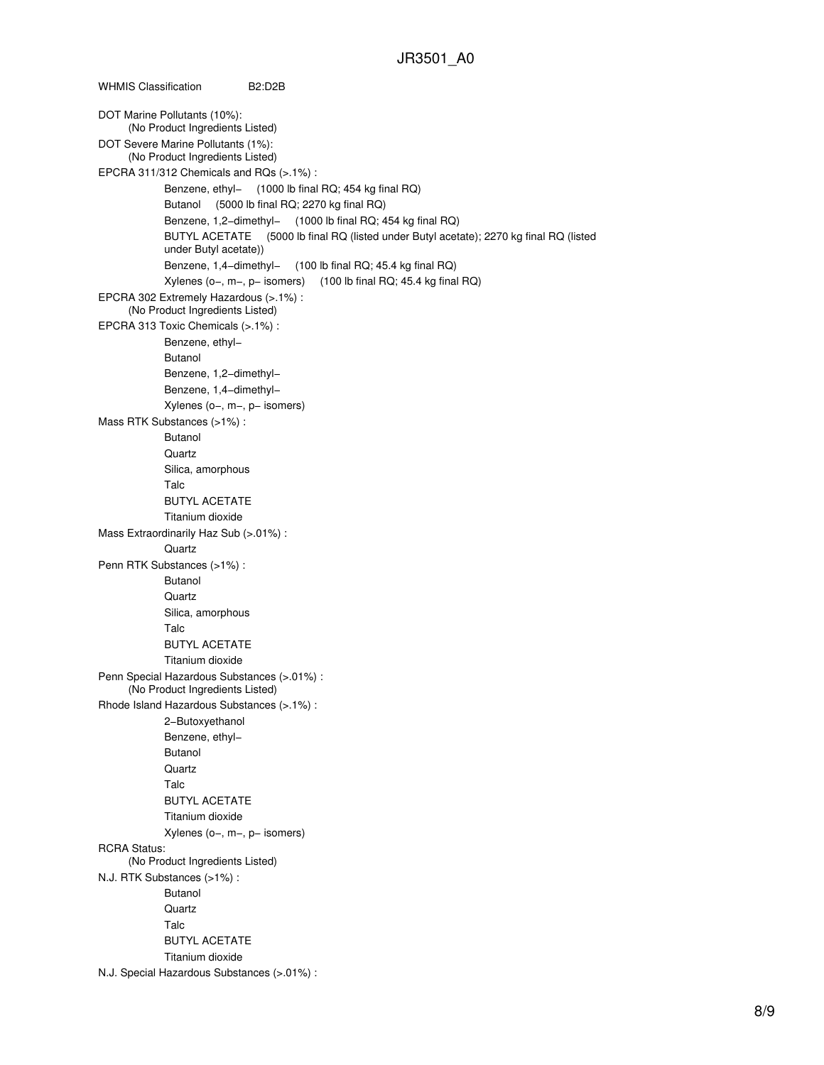WHMIS Classification B2:D2B

DOT Marine Pollutants (10%):
(No Product Ingredients Listed)

DOT Severe Marine Pollutants (1%):
(No Product Ingredients Listed)

EPCRA 311/312 Chemicals and RQs (>.1%) :

- Benzene, ethyl− (1000 lb final RQ; 454 kg final RQ)
- Butanol (5000 lb final RQ; 2270 kg final RQ)
- Benzene, 1,2−dimethyl− (1000 lb final RQ; 454 kg final RQ)
- BUTYL ACETATE (5000 lb final RQ (listed under Butyl acetate); 2270 kg final RQ (listed under Butyl acetate))
- Benzene, 1,4−dimethyl− (100 lb final RQ; 45.4 kg final RQ)
- Xylenes (o−, m−, p− isomers) (100 lb final RQ; 45.4 kg final RQ)

EPCRA 302 Extremely Hazardous (>.1%) :
(No Product Ingredients Listed)

EPCRA 313 Toxic Chemicals (>.1%) :

- Benzene, ethyl−
- Butanol
- Benzene, 1,2−dimethyl−
- Benzene, 1,4−dimethyl−
- Xylenes (o−, m−, p− isomers)

Mass RTK Substances (>1%) :

- Butanol
- Quartz
- Silica, amorphous
- Talc
- BUTYL ACETATE
- Titanium dioxide

Mass Extraordinarily Haz Sub (>.01%) :

- Quartz

Penn RTK Substances (>1%) :

- Butanol
- Quartz
- Silica, amorphous
- Talc
- BUTYL ACETATE
- Titanium dioxide

Penn Special Hazardous Substances (>.01%) :
(No Product Ingredients Listed)

Rhode Island Hazardous Substances (>.1%) :

- 2−Butoxyethanol
- Benzene, ethyl−
- Butanol
- Quartz
- Talc
- BUTYL ACETATE
- Titanium dioxide
- Xylenes (o−, m−, p− isomers)

RCRA Status:
(No Product Ingredients Listed)

N.J. RTK Substances (>1%) :

- Butanol
- Quartz
- Talc
- BUTYL ACETATE
- Titanium dioxide

N.J. Special Hazardous Substances (>.01%) :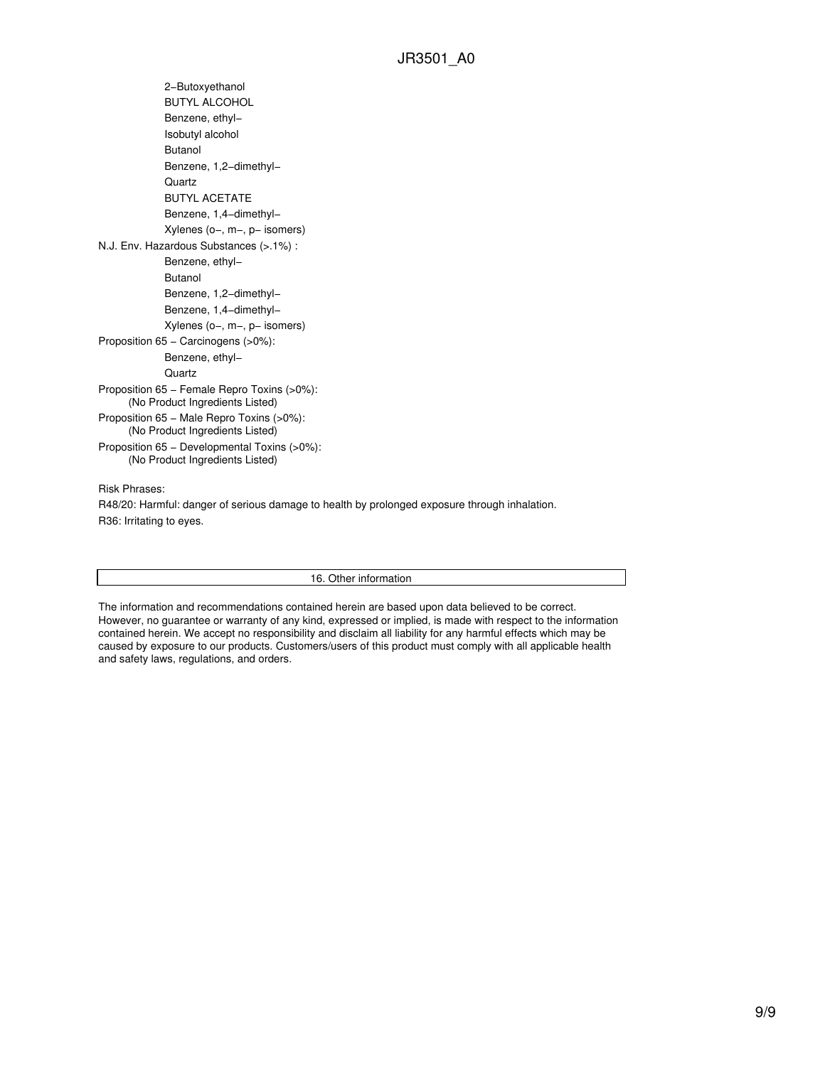2−Butoxyethanol
BUTYL ALCOHOL
Benzene, ethyl−
Isobutyl alcohol
Butanol
Benzene, 1,2−dimethyl−
Quartz
BUTYL ACETATE
Benzene, 1,4−dimethyl−
Xylenes (o−, m−, p− isomers)

N.J. Env. Hazardous Substances (>.1%) :

Benzene, ethyl−
Butanol
Benzene, 1,2−dimethyl−
Benzene, 1,4−dimethyl−
Xylenes (o−, m−, p− isomers)

Proposition 65 − Carcinogens (>0%):

Benzene, ethyl−
Quartz

Proposition 65 − Female Repro Toxins (>0%):
(No Product Ingredients Listed)

Proposition 65 − Male Repro Toxins (>0%):
(No Product Ingredients Listed)

Proposition 65 − Developmental Toxins (>0%):
(No Product Ingredients Listed)

Risk Phrases:

R48/20: Harmful: danger of serious damage to health by prolonged exposure through inhalation.

R36: Irritating to eyes.

## 16. Other information

The information and recommendations contained herein are based upon data believed to be correct. However, no guarantee or warranty of any kind, expressed or implied, is made with respect to the information contained herein. We accept no responsibility and disclaim all liability for any harmful effects which may be caused by exposure to our products. Customers/users of this product must comply with all applicable health and safety laws, regulations, and orders.